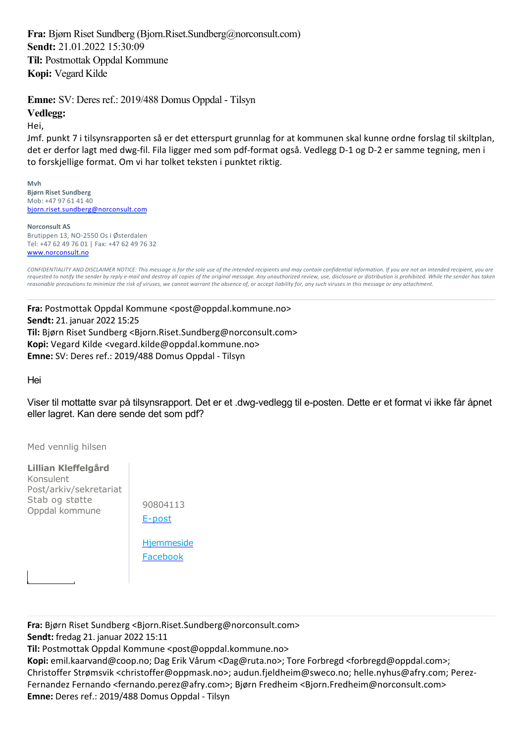**Fra:** Bjørn Riset Sundberg (Bjorn.Riset.Sundberg@norconsult.com)
**Sendt:** 21.01.2022 15:30:09
**Til:** Postmottak Oppdal Kommune
**Kopi:** Vegard Kilde

**Emne:** SV: Deres ref.: 2019/488 Domus Oppdal - Tilsyn
**Vedlegg:**

Hei,

Jmf. punkt 7 i tilsynsrapporten så er det etterspurt grunnlag for at kommunen skal kunne ordne forslag til skiltplan, det er derfor lagt med dwg-fil. Fila ligger med som pdf-format også. Vedlegg D-1 og D-2 er samme tegning, men i to forskjellige format. Om vi har tolket teksten i punktet riktig.

**Mvh**
**Bjørn Riset Sundberg**
Mob: +47 97 61 41 40
bjorn.riset.sundberg@norconsult.com

**Norconsult AS**
Brutippen 13, NO-2550 Os i Østerdalen
Tel: +47 62 49 76 01 | Fax: +47 62 49 76 32
www.norconsult.no

*CONFIDENTIALITY AND DISCLAIMER NOTICE: This message is for the sole use of the intended recipients and may contain confidential information. If you are not an intended recipient, you are requested to notify the sender by reply e-mail and destroy all copies of the original message. Any unauthorized review, use, disclosure or distribution is prohibited. While the sender has taken reasonable precautions to minimize the risk of viruses, we cannot warrant the absence of, or accept liability for, any such viruses in this message or any attachment.*

---

**Fra:** Postmottak Oppdal Kommune <post@oppdal.kommune.no>
**Sendt:** 21. januar 2022 15:25
**Til:** Bjørn Riset Sundberg <Bjorn.Riset.Sundberg@norconsult.com>
**Kopi:** Vegard Kilde <vegard.kilde@oppdal.kommune.no>
**Emne:** SV: Deres ref.: 2019/488 Domus Oppdal - Tilsyn

Hei

Viser til mottatte svar på tilsynsrapport. Det er et .dwg-vedlegg til e-posten. Dette er et format vi ikke får åpnet eller lagret. Kan dere sende det som pdf?

Med vennlig hilsen

**Lillian Kleffelgård**
Konsulent
Post/arkiv/sekretariat
Stab og støtte
Oppdal kommune

90804113
E-post

Hjemmeside
Facebook

---

**Fra:** Bjørn Riset Sundberg <Bjorn.Riset.Sundberg@norconsult.com>
**Sendt:** fredag 21. januar 2022 15:11
**Til:** Postmottak Oppdal Kommune <post@oppdal.kommune.no>
**Kopi:** emil.kaarvand@coop.no; Dag Erik Vårum <Dag@ruta.no>; Tore Forbregd <forbregd@oppdal.com>; Christoffer Strømsvik <christoffer@oppmask.no>; audun.fjeldheim@sweco.no; helle.nyhus@afry.com; Perez-Fernandez Fernando <fernando.perez@afry.com>; Bjørn Fredheim <Bjorn.Fredheim@norconsult.com>
**Emne:** Deres ref.: 2019/488 Domus Oppdal - Tilsyn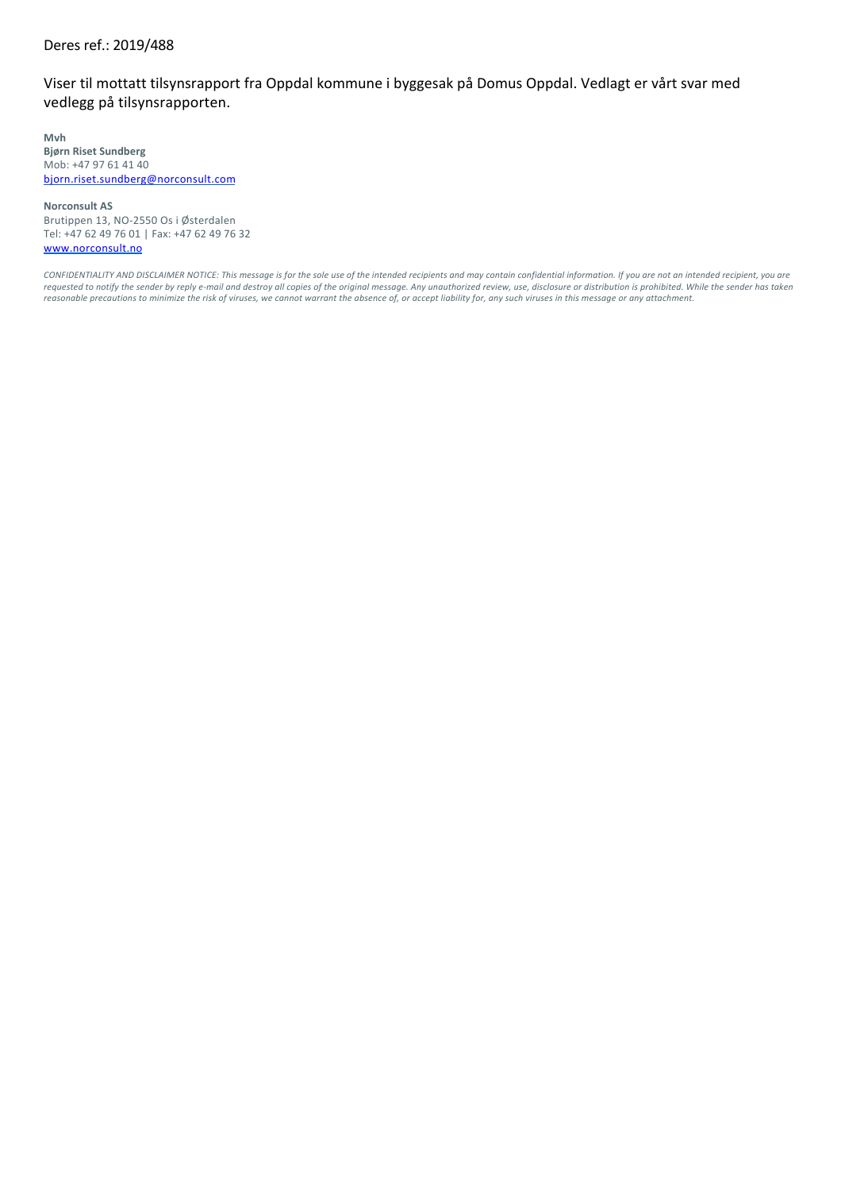Deres ref.: 2019/488

Viser til mottatt tilsynsrapport fra Oppdal kommune i byggesak på Domus Oppdal. Vedlagt er vårt svar med vedlegg på tilsynsrapporten.

**Mvh**
**Bjørn Riset Sundberg**
Mob: +47 97 61 41 40
bjorn.riset.sundberg@norconsult.com

**Norconsult AS**
Brutippen 13, NO-2550 Os i Østerdalen
Tel: +47 62 49 76 01 | Fax: +47 62 49 76 32
www.norconsult.no

*CONFIDENTIALITY AND DISCLAIMER NOTICE: This message is for the sole use of the intended recipients and may contain confidential information. If you are not an intended recipient, you are requested to notify the sender by reply e-mail and destroy all copies of the original message. Any unauthorized review, use, disclosure or distribution is prohibited. While the sender has taken reasonable precautions to minimize the risk of viruses, we cannot warrant the absence of, or accept liability for, any such viruses in this message or any attachment.*